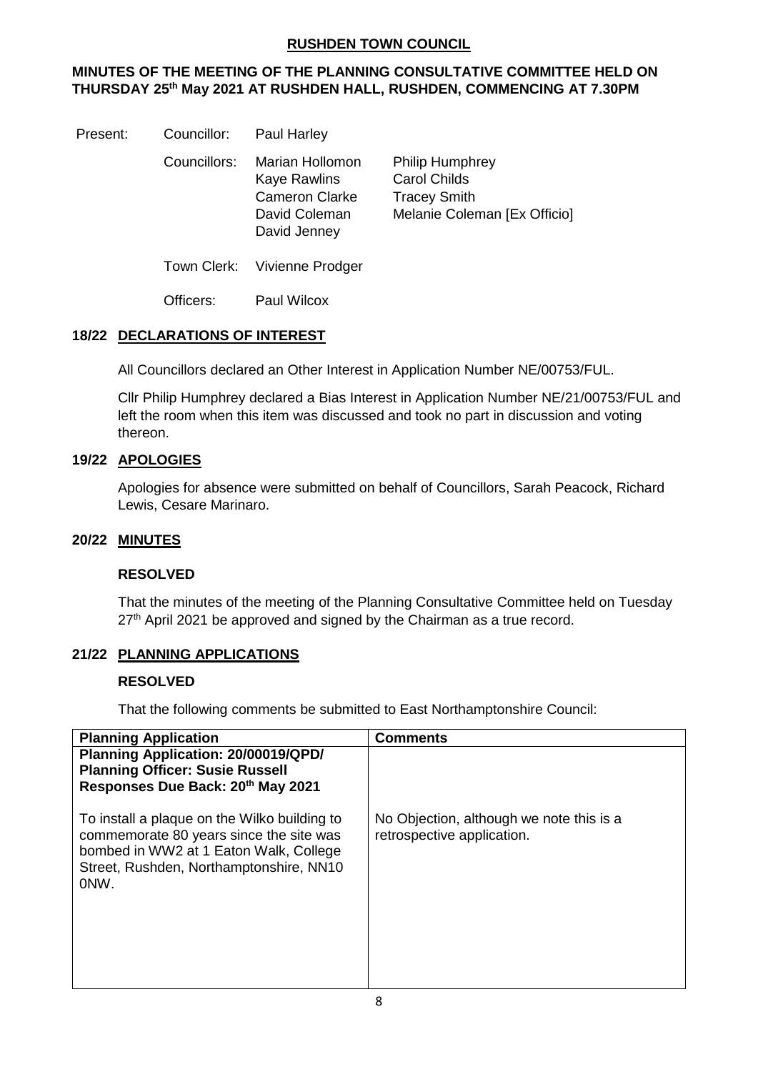# RUSHDEN TOWN COUNCIL

## MINUTES OF THE MEETING OF THE PLANNING CONSULTATIVE COMMITTEE HELD ON THURSDAY 25th May 2021 AT RUSHDEN HALL, RUSHDEN, COMMENCING AT 7.30PM

| | | | |
|---|---|---|---|
| Present: | Councillor: | Paul Harley | |
| | Councillors: | Marian Hollomon | Philip Humphrey |
| | | Kaye Rawlins | Carol Childs |
| | | Cameron Clarke | Tracey Smith |
| | | David Coleman | Melanie Coleman [Ex Officio] |
| | | David Jenney | |
| | Town Clerk: | Vivienne Prodger | |
| | Officers: | Paul Wilcox | |

### 18/22 DECLARATIONS OF INTEREST

All Councillors declared an Other Interest in Application Number NE/00753/FUL.

Cllr Philip Humphrey declared a Bias Interest in Application Number NE/21/00753/FUL and left the room when this item was discussed and took no part in discussion and voting thereon.

### 19/22 APOLOGIES

Apologies for absence were submitted on behalf of Councillors, Sarah Peacock, Richard Lewis, Cesare Marinaro.

### 20/22 MINUTES

**RESOLVED**

That the minutes of the meeting of the Planning Consultative Committee held on Tuesday 27th April 2021 be approved and signed by the Chairman as a true record.

### 21/22 PLANNING APPLICATIONS

**RESOLVED**

That the following comments be submitted to East Northamptonshire Council:

| Planning Application | Comments |
|---|---|
| **Planning Application: 20/00019/QPD/ Planning Officer: Susie Russell Responses Due Back: 20th May 2021** <br><br> To install a plaque on the Wilko building to commemorate 80 years since the site was bombed in WW2 at 1 Eaton Walk, College Street, Rushden, Northamptonshire, NN10 0NW. | No Objection, although we note this is a retrospective application. |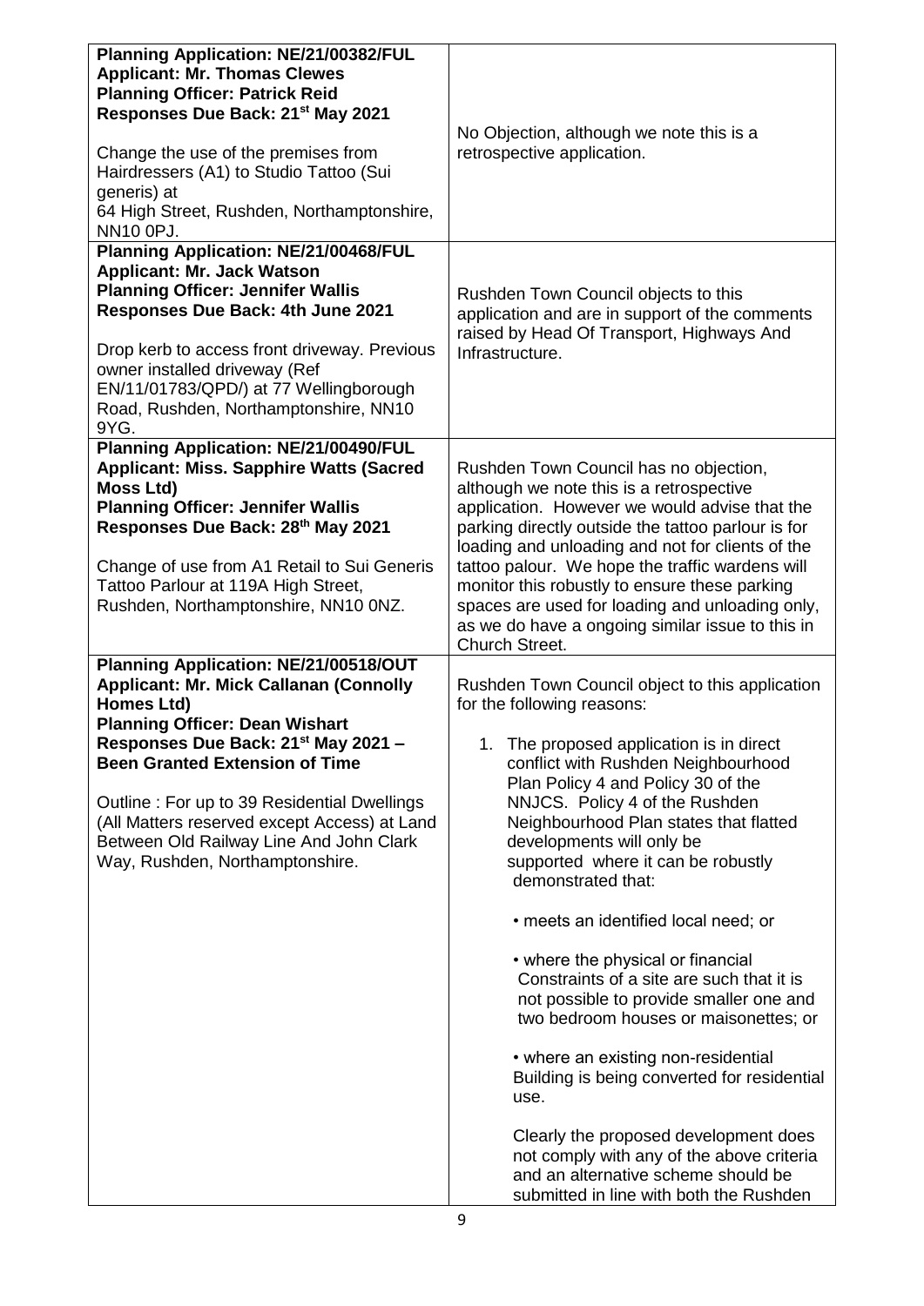| | |
|---|---|
| **Planning Application: NE/21/00382/FUL**<br>**Applicant: Mr. Thomas Clewes**<br>**Planning Officer: Patrick Reid**<br>**Responses Due Back: 21st May 2021**<br><br>Change the use of the premises from Hairdressers (A1) to Studio Tattoo (Sui generis) at 64 High Street, Rushden, Northamptonshire, NN10 0PJ. | No Objection, although we note this is a retrospective application. |
| **Planning Application: NE/21/00468/FUL**<br>**Applicant: Mr. Jack Watson**<br>**Planning Officer: Jennifer Wallis**<br>**Responses Due Back: 4th June 2021**<br><br>Drop kerb to access front driveway. Previous owner installed driveway (Ref EN/11/01783/QPD/) at 77 Wellingborough Road, Rushden, Northamptonshire, NN10 9YG. | Rushden Town Council objects to this application and are in support of the comments raised by Head Of Transport, Highways And Infrastructure. |
| **Planning Application: NE/21/00490/FUL**<br>**Applicant: Miss. Sapphire Watts (Sacred Moss Ltd)**<br>**Planning Officer: Jennifer Wallis**<br>**Responses Due Back: 28th May 2021**<br><br>Change of use from A1 Retail to Sui Generis Tattoo Parlour at 119A High Street, Rushden, Northamptonshire, NN10 0NZ. | Rushden Town Council has no objection, although we note this is a retrospective application. However we would advise that the parking directly outside the tattoo parlour is for loading and unloading and not for clients of the tattoo palour. We hope the traffic wardens will monitor this robustly to ensure these parking spaces are used for loading and unloading only, as we do have a ongoing similar issue to this in Church Street. |
| **Planning Application: NE/21/00518/OUT**<br>**Applicant: Mr. Mick Callanan (Connolly Homes Ltd)**<br>**Planning Officer: Dean Wishart**<br>**Responses Due Back: 21st May 2021 – Been Granted Extension of Time**<br><br>Outline : For up to 39 Residential Dwellings (All Matters reserved except Access) at Land Between Old Railway Line And John Clark Way, Rushden, Northamptonshire. | Rushden Town Council object to this application for the following reasons:<br><br>1. The proposed application is in direct conflict with Rushden Neighbourhood Plan Policy 4 and Policy 30 of the NNJCS. Policy 4 of the Rushden Neighbourhood Plan states that flatted developments will only be supported where it can be robustly demonstrated that:<br><br>• meets an identified local need; or<br><br>• where the physical or financial Constraints of a site are such that it is not possible to provide smaller one and two bedroom houses or maisonettes; or<br><br>• where an existing non-residential Building is being converted for residential use.<br><br>Clearly the proposed development does not comply with any of the above criteria and an alternative scheme should be submitted in line with both the Rushden |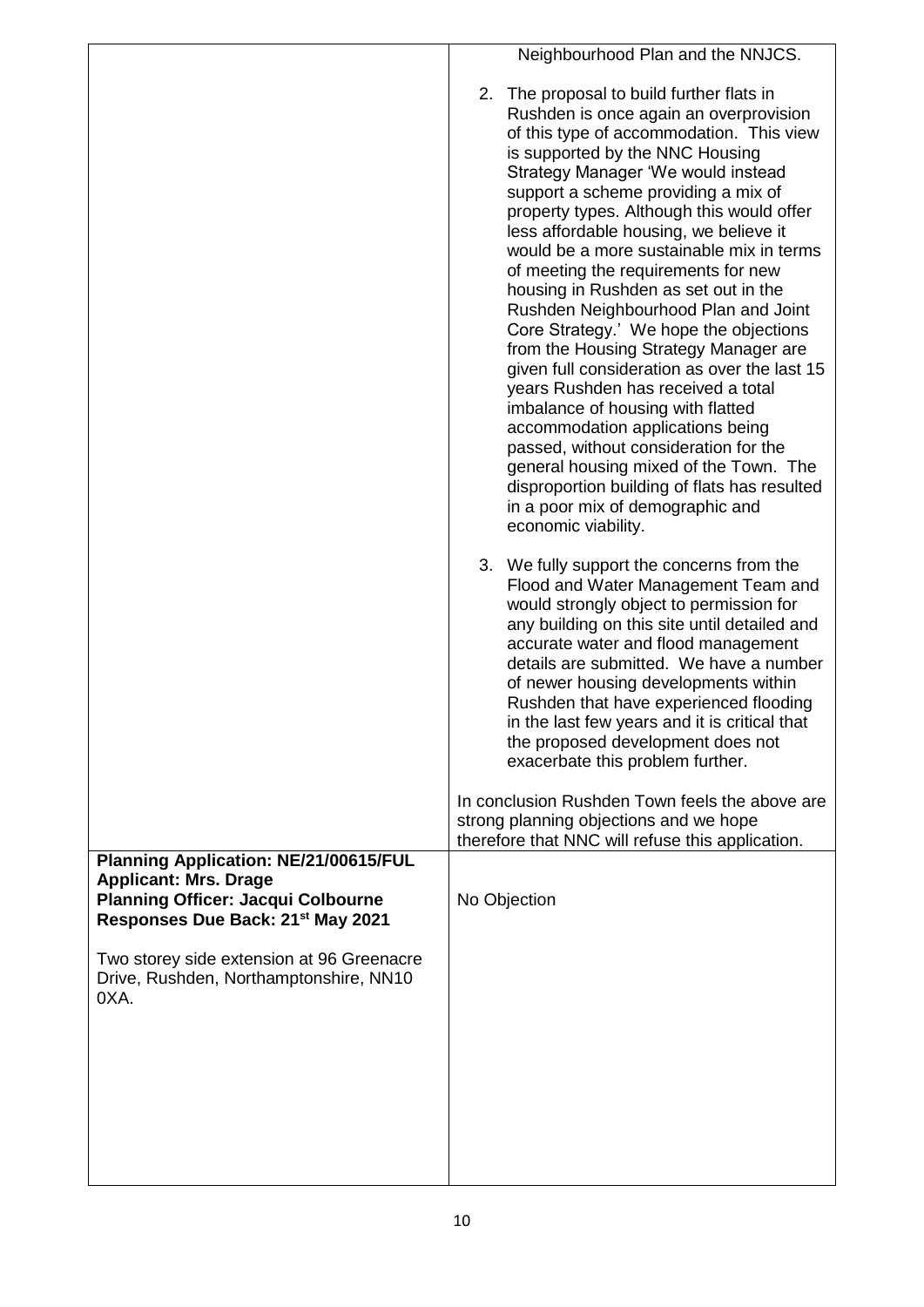| | |
|---|---|
| | Neighbourhood Plan and the NNJCS.<br><br>2. The proposal to build further flats in Rushden is once again an overprovision of this type of accommodation. This view is supported by the NNC Housing Strategy Manager 'We would instead support a scheme providing a mix of property types. Although this would offer less affordable housing, we believe it would be a more sustainable mix in terms of meeting the requirements for new housing in Rushden as set out in the Rushden Neighbourhood Plan and Joint Core Strategy.' We hope the objections from the Housing Strategy Manager are given full consideration as over the last 15 years Rushden has received a total imbalance of housing with flatted accommodation applications being passed, without consideration for the general housing mixed of the Town. The disproportion building of flats has resulted in a poor mix of demographic and economic viability.<br><br>3. We fully support the concerns from the Flood and Water Management Team and would strongly object to permission for any building on this site until detailed and accurate water and flood management details are submitted. We have a number of newer housing developments within Rushden that have experienced flooding in the last few years and it is critical that the proposed development does not exacerbate this problem further.<br><br>In conclusion Rushden Town feels the above are strong planning objections and we hope therefore that NNC will refuse this application. |
| **Planning Application: NE/21/00615/FUL**<br>**Applicant: Mrs. Drage**<br>**Planning Officer: Jacqui Colbourne**<br>**Responses Due Back: 21st May 2021**<br><br>Two storey side extension at 96 Greenacre Drive, Rushden, Northamptonshire, NN10 0XA. | No Objection |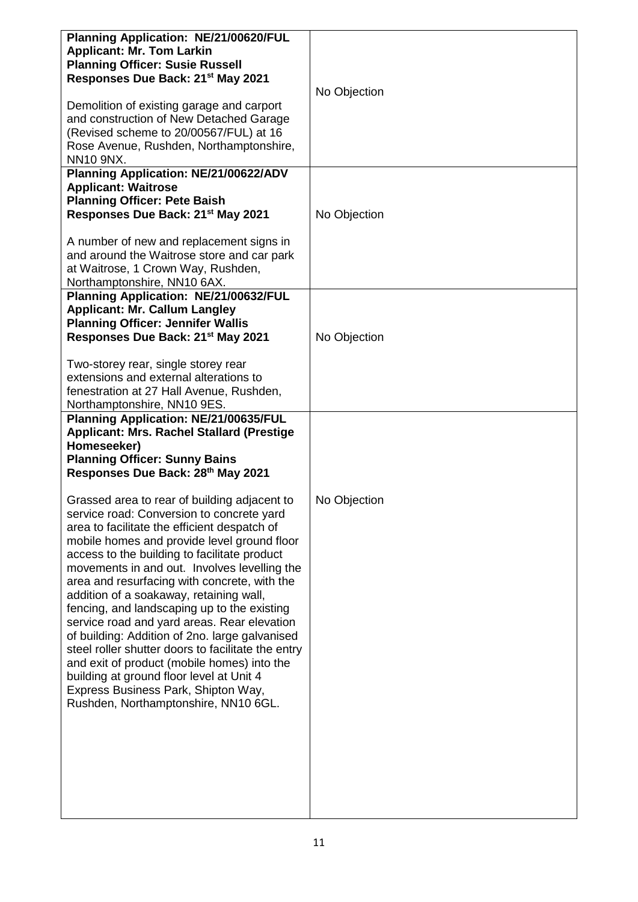| | |
|---|---|
| **Planning Application: NE/21/00620/FUL**<br>**Applicant: Mr. Tom Larkin**<br>**Planning Officer: Susie Russell**<br>**Responses Due Back: 21st May 2021**<br><br>Demolition of existing garage and carport and construction of New Detached Garage (Revised scheme to 20/00567/FUL) at 16 Rose Avenue, Rushden, Northamptonshire, NN10 9NX. | No Objection |
| **Planning Application: NE/21/00622/ADV**<br>**Applicant: Waitrose**<br>**Planning Officer: Pete Baish**<br>**Responses Due Back: 21st May 2021**<br><br>A number of new and replacement signs in and around the Waitrose store and car park at Waitrose, 1 Crown Way, Rushden, Northamptonshire, NN10 6AX. | No Objection |
| **Planning Application: NE/21/00632/FUL**<br>**Applicant: Mr. Callum Langley**<br>**Planning Officer: Jennifer Wallis**<br>**Responses Due Back: 21st May 2021**<br><br>Two-storey rear, single storey rear extensions and external alterations to fenestration at 27 Hall Avenue, Rushden, Northamptonshire, NN10 9ES. | No Objection |
| **Planning Application: NE/21/00635/FUL**<br>**Applicant: Mrs. Rachel Stallard (Prestige Homeseeker)**<br>**Planning Officer: Sunny Bains**<br>**Responses Due Back: 28th May 2021**<br><br>Grassed area to rear of building adjacent to service road: Conversion to concrete yard area to facilitate the efficient despatch of mobile homes and provide level ground floor access to the building to facilitate product movements in and out. Involves levelling the area and resurfacing with concrete, with the addition of a soakaway, retaining wall, fencing, and landscaping up to the existing service road and yard areas. Rear elevation of building: Addition of 2no. large galvanised steel roller shutter doors to facilitate the entry and exit of product (mobile homes) into the building at ground floor level at Unit 4 Express Business Park, Shipton Way, Rushden, Northamptonshire, NN10 6GL. | No Objection |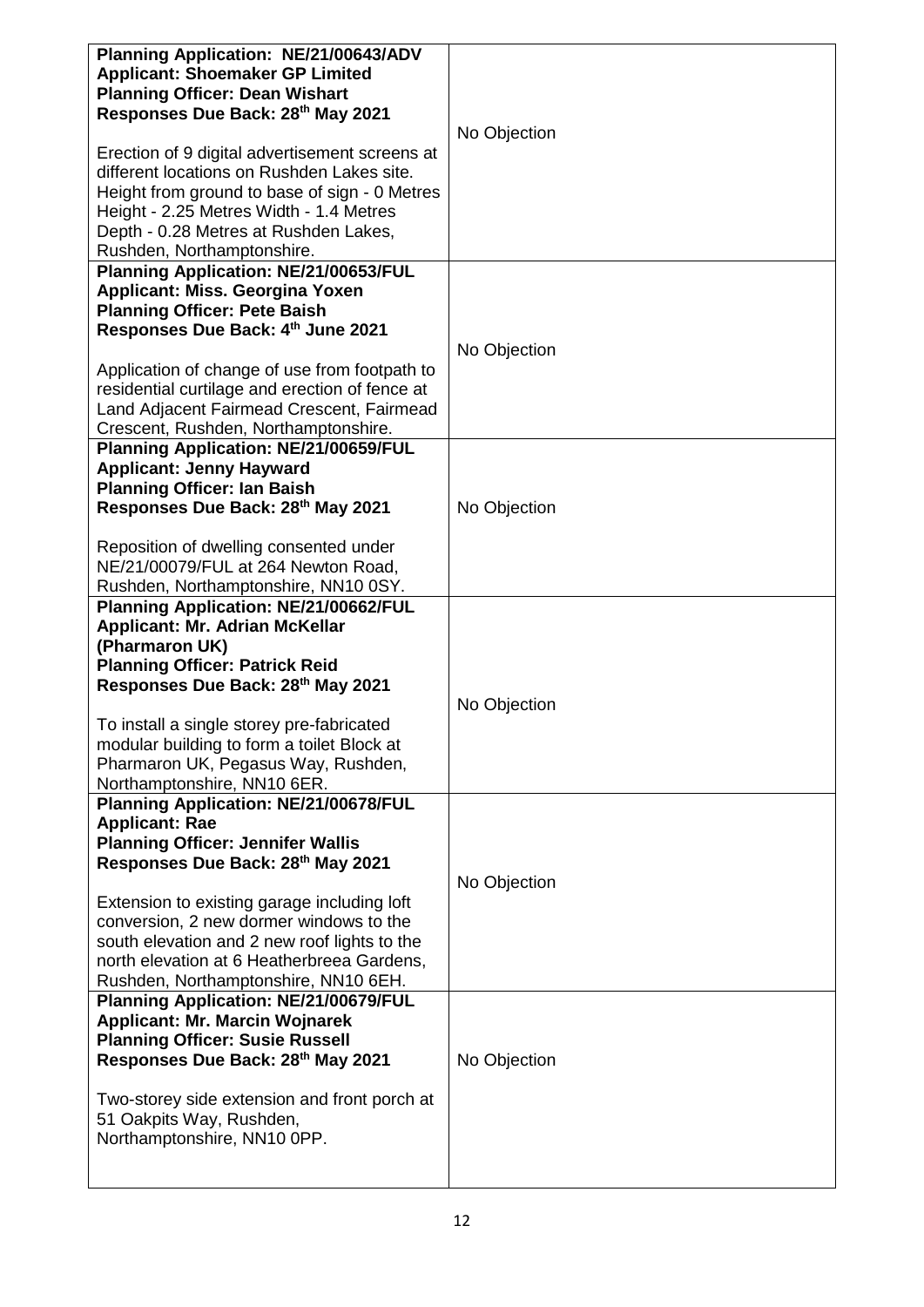| | |
|---|---|
| **Planning Application: NE/21/00643/ADV**<br>**Applicant: Shoemaker GP Limited**<br>**Planning Officer: Dean Wishart**<br>**Responses Due Back: 28th May 2021**<br><br>Erection of 9 digital advertisement screens at different locations on Rushden Lakes site. Height from ground to base of sign - 0 Metres Height - 2.25 Metres Width - 1.4 Metres Depth - 0.28 Metres at Rushden Lakes, Rushden, Northamptonshire. | No Objection |
| **Planning Application: NE/21/00653/FUL**<br>**Applicant: Miss. Georgina Yoxen**<br>**Planning Officer: Pete Baish**<br>**Responses Due Back: 4th June 2021**<br><br>Application of change of use from footpath to residential curtilage and erection of fence at Land Adjacent Fairmead Crescent, Fairmead Crescent, Rushden, Northamptonshire. | No Objection |
| **Planning Application: NE/21/00659/FUL**<br>**Applicant: Jenny Hayward**<br>**Planning Officer: Ian Baish**<br>**Responses Due Back: 28th May 2021**<br><br>Reposition of dwelling consented under NE/21/00079/FUL at 264 Newton Road, Rushden, Northamptonshire, NN10 0SY. | No Objection |
| **Planning Application: NE/21/00662/FUL**<br>**Applicant: Mr. Adrian McKellar (Pharmaron UK)**<br>**Planning Officer: Patrick Reid**<br>**Responses Due Back: 28th May 2021**<br><br>To install a single storey pre-fabricated modular building to form a toilet Block at Pharmaron UK, Pegasus Way, Rushden, Northamptonshire, NN10 6ER. | No Objection |
| **Planning Application: NE/21/00678/FUL**<br>**Applicant: Rae**<br>**Planning Officer: Jennifer Wallis**<br>**Responses Due Back: 28th May 2021**<br><br>Extension to existing garage including loft conversion, 2 new dormer windows to the south elevation and 2 new roof lights to the north elevation at 6 Heatherbreea Gardens, Rushden, Northamptonshire, NN10 6EH. | No Objection |
| **Planning Application: NE/21/00679/FUL**<br>**Applicant: Mr. Marcin Wojnarek**<br>**Planning Officer: Susie Russell**<br>**Responses Due Back: 28th May 2021**<br><br>Two-storey side extension and front porch at 51 Oakpits Way, Rushden, Northamptonshire, NN10 0PP. | No Objection |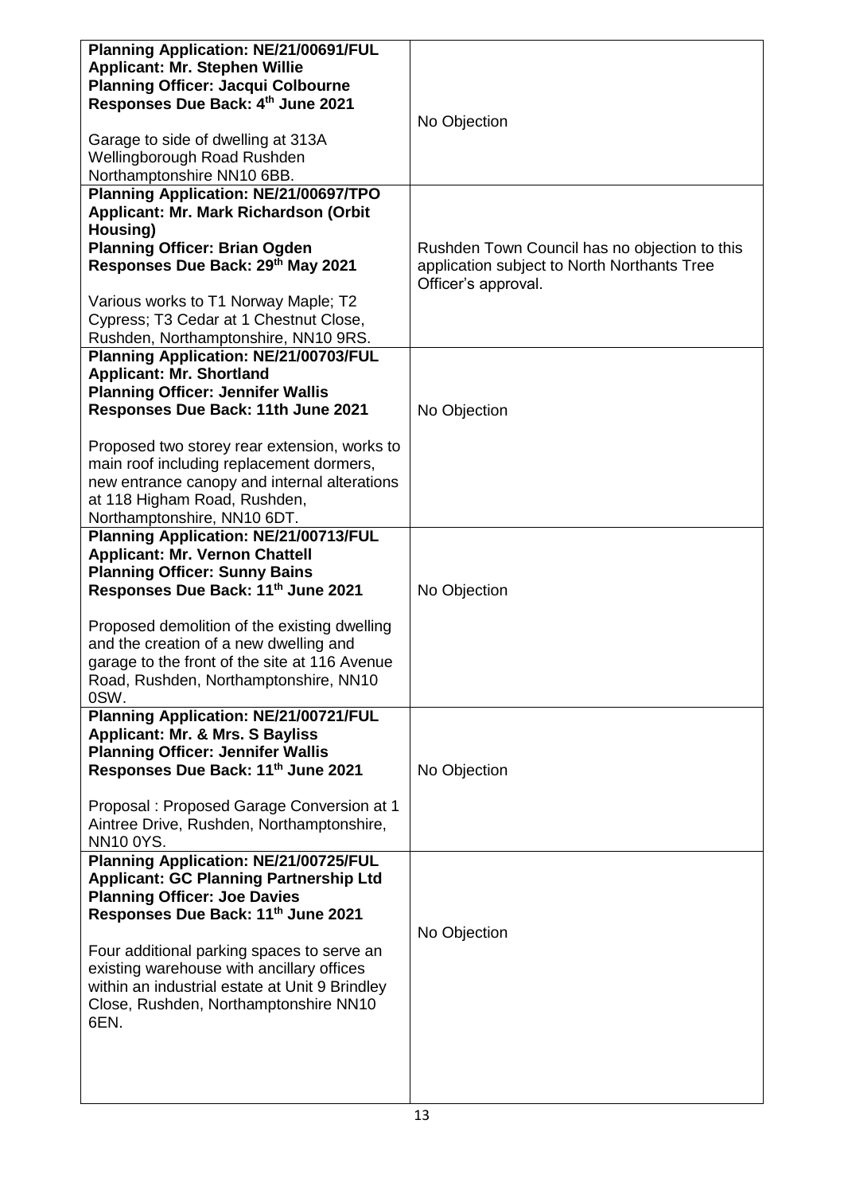| | |
|---|---|
| **Planning Application: NE/21/00691/FUL**<br>**Applicant: Mr. Stephen Willie**<br>**Planning Officer: Jacqui Colbourne**<br>**Responses Due Back: 4th June 2021**<br><br>Garage to side of dwelling at 313A Wellingborough Road Rushden Northamptonshire NN10 6BB. | No Objection |
| **Planning Application: NE/21/00697/TPO**<br>**Applicant: Mr. Mark Richardson (Orbit Housing)**<br>**Planning Officer: Brian Ogden**<br>**Responses Due Back: 29th May 2021**<br><br>Various works to T1 Norway Maple; T2 Cypress; T3 Cedar at 1 Chestnut Close, Rushden, Northamptonshire, NN10 9RS. | Rushden Town Council has no objection to this application subject to North Northants Tree Officer's approval. |
| **Planning Application: NE/21/00703/FUL**<br>**Applicant: Mr. Shortland**<br>**Planning Officer: Jennifer Wallis**<br>**Responses Due Back: 11th June 2021**<br><br>Proposed two storey rear extension, works to main roof including replacement dormers, new entrance canopy and internal alterations at 118 Higham Road, Rushden, Northamptonshire, NN10 6DT. | No Objection |
| **Planning Application: NE/21/00713/FUL**<br>**Applicant: Mr. Vernon Chattell**<br>**Planning Officer: Sunny Bains**<br>**Responses Due Back: 11th June 2021**<br><br>Proposed demolition of the existing dwelling and the creation of a new dwelling and garage to the front of the site at 116 Avenue Road, Rushden, Northamptonshire, NN10 0SW. | No Objection |
| **Planning Application: NE/21/00721/FUL**<br>**Applicant: Mr. & Mrs. S Bayliss**<br>**Planning Officer: Jennifer Wallis**<br>**Responses Due Back: 11th June 2021**<br><br>Proposal : Proposed Garage Conversion at 1 Aintree Drive, Rushden, Northamptonshire, NN10 0YS. | No Objection |
| **Planning Application: NE/21/00725/FUL**<br>**Applicant: GC Planning Partnership Ltd**<br>**Planning Officer: Joe Davies**<br>**Responses Due Back: 11th June 2021**<br><br>Four additional parking spaces to serve an existing warehouse with ancillary offices within an industrial estate at Unit 9 Brindley Close, Rushden, Northamptonshire NN10 6EN. | No Objection |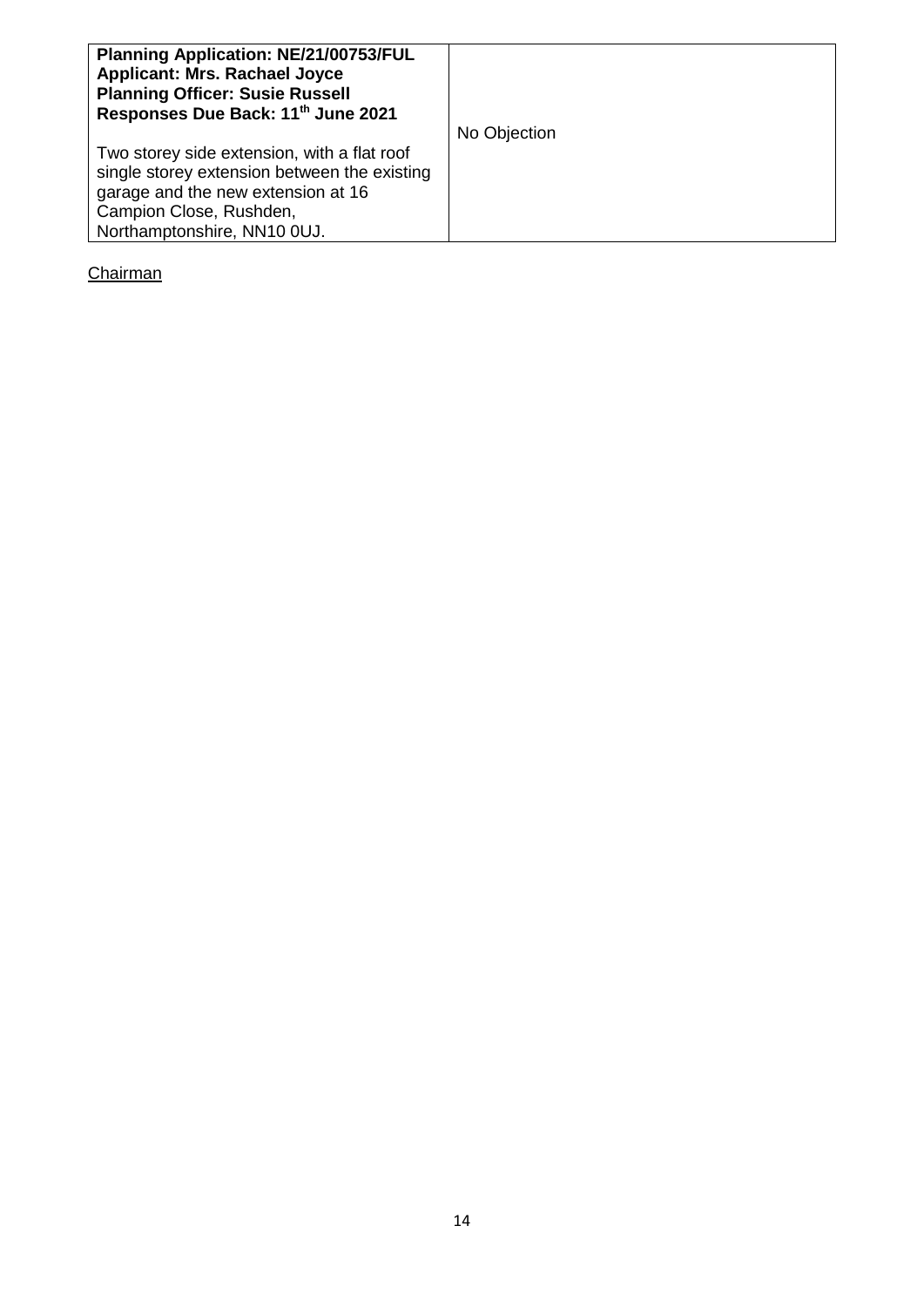| | |
|---|---|
| **Planning Application: NE/21/00753/FUL**<br>**Applicant: Mrs. Rachael Joyce**<br>**Planning Officer: Susie Russell**<br>**Responses Due Back: 11th June 2021**<br><br>Two storey side extension, with a flat roof single storey extension between the existing garage and the new extension at 16 Campion Close, Rushden, Northamptonshire, NN10 0UJ. | No Objection |

Chairman